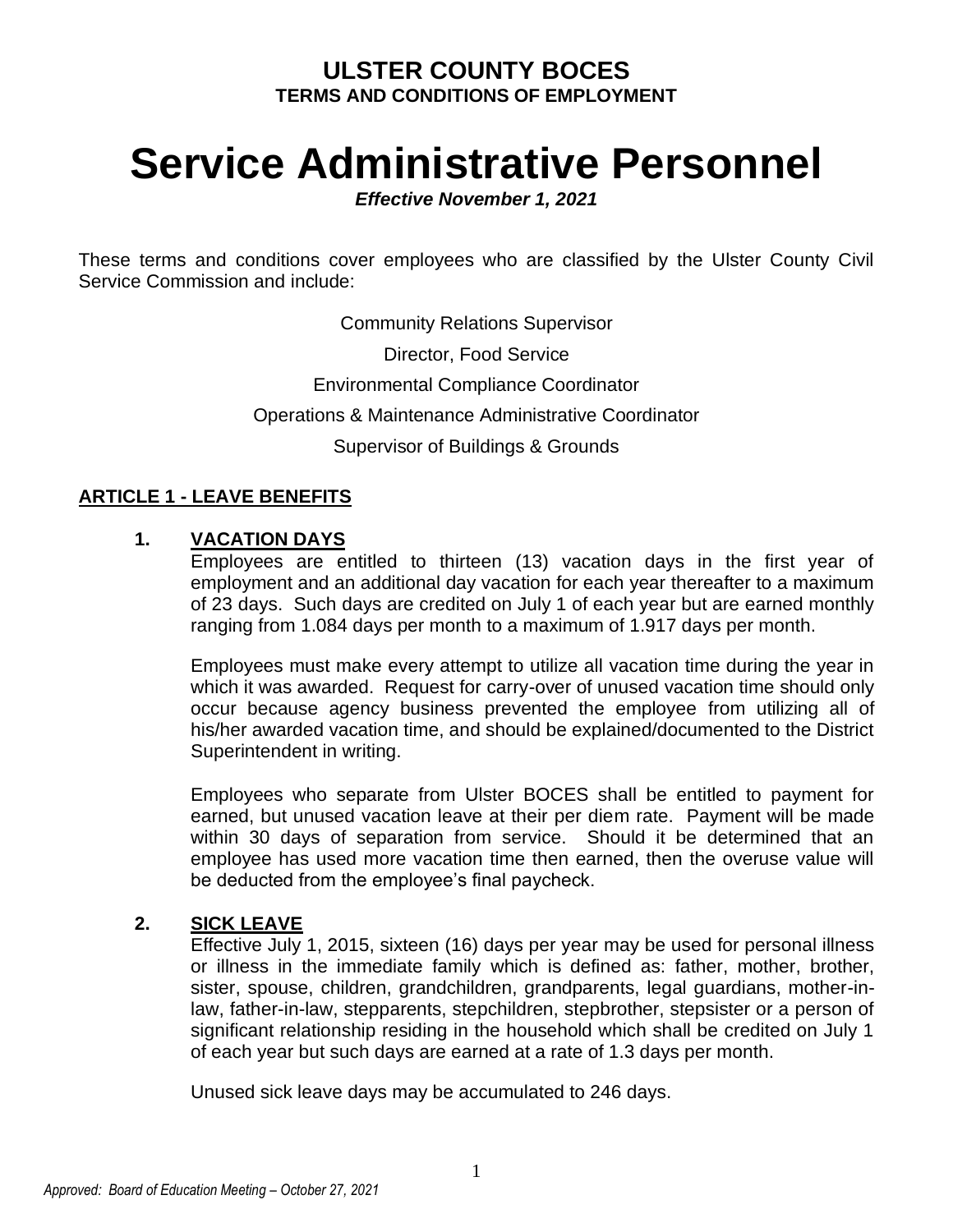## ULSTER COUNTY BOCES
### TERMS AND CONDITIONS OF EMPLOYMENT

# Service Administrative Personnel

***Effective November 1, 2021***

These terms and conditions cover employees who are classified by the Ulster County Civil Service Commission and include:

Community Relations Supervisor

Director, Food Service

Environmental Compliance Coordinator

Operations & Maintenance Administrative Coordinator

Supervisor of Buildings & Grounds

## ARTICLE 1 - LEAVE BENEFITS

### 1. VACATION DAYS

Employees are entitled to thirteen (13) vacation days in the first year of employment and an additional day vacation for each year thereafter to a maximum of 23 days. Such days are credited on July 1 of each year but are earned monthly ranging from 1.084 days per month to a maximum of 1.917 days per month.

Employees must make every attempt to utilize all vacation time during the year in which it was awarded. Request for carry-over of unused vacation time should only occur because agency business prevented the employee from utilizing all of his/her awarded vacation time, and should be explained/documented to the District Superintendent in writing.

Employees who separate from Ulster BOCES shall be entitled to payment for earned, but unused vacation leave at their per diem rate. Payment will be made within 30 days of separation from service. Should it be determined that an employee has used more vacation time then earned, then the overuse value will be deducted from the employee's final paycheck.

### 2. SICK LEAVE

Effective July 1, 2015, sixteen (16) days per year may be used for personal illness or illness in the immediate family which is defined as: father, mother, brother, sister, spouse, children, grandchildren, grandparents, legal guardians, mother-in-law, father-in-law, stepparents, stepchildren, stepbrother, stepsister or a person of significant relationship residing in the household which shall be credited on July 1 of each year but such days are earned at a rate of 1.3 days per month.

Unused sick leave days may be accumulated to 246 days.

*Approved: Board of Education Meeting – October 27, 2021*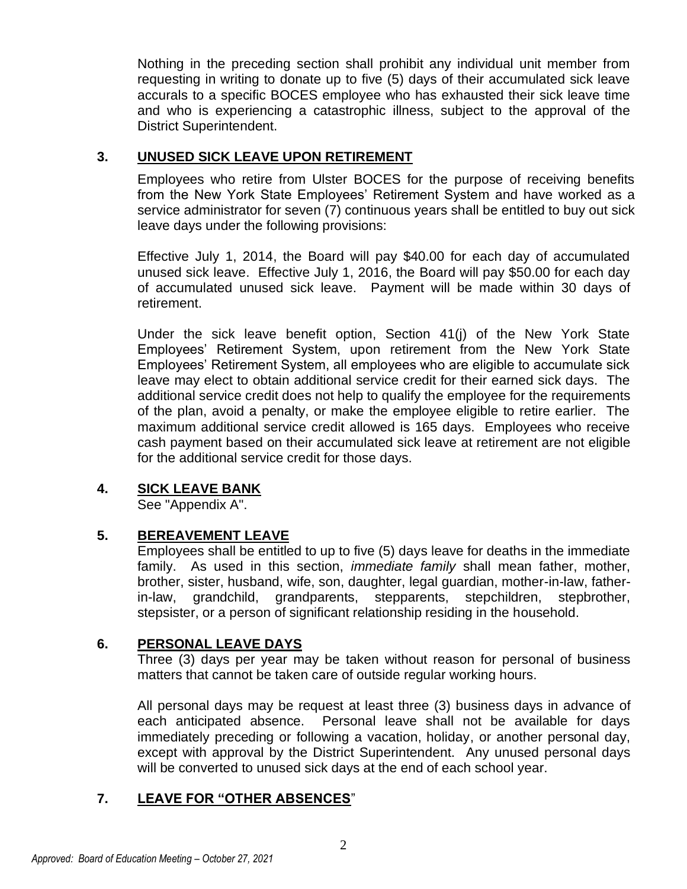Nothing in the preceding section shall prohibit any individual unit member from requesting in writing to donate up to five (5) days of their accumulated sick leave accurals to a specific BOCES employee who has exhausted their sick leave time and who is experiencing a catastrophic illness, subject to the approval of the District Superintendent.

## 3. UNUSED SICK LEAVE UPON RETIREMENT

Employees who retire from Ulster BOCES for the purpose of receiving benefits from the New York State Employees' Retirement System and have worked as a service administrator for seven (7) continuous years shall be entitled to buy out sick leave days under the following provisions:

Effective July 1, 2014, the Board will pay $40.00 for each day of accumulated unused sick leave. Effective July 1, 2016, the Board will pay $50.00 for each day of accumulated unused sick leave. Payment will be made within 30 days of retirement.

Under the sick leave benefit option, Section 41(j) of the New York State Employees' Retirement System, upon retirement from the New York State Employees' Retirement System, all employees who are eligible to accumulate sick leave may elect to obtain additional service credit for their earned sick days. The additional service credit does not help to qualify the employee for the requirements of the plan, avoid a penalty, or make the employee eligible to retire earlier. The maximum additional service credit allowed is 165 days. Employees who receive cash payment based on their accumulated sick leave at retirement are not eligible for the additional service credit for those days.

## 4. SICK LEAVE BANK

See "Appendix A".

## 5. BEREAVEMENT LEAVE

Employees shall be entitled to up to five (5) days leave for deaths in the immediate family. As used in this section, *immediate family* shall mean father, mother, brother, sister, husband, wife, son, daughter, legal guardian, mother-in-law, father-in-law, grandchild, grandparents, stepparents, stepchildren, stepbrother, stepsister, or a person of significant relationship residing in the household.

## 6. PERSONAL LEAVE DAYS

Three (3) days per year may be taken without reason for personal of business matters that cannot be taken care of outside regular working hours.

All personal days may be request at least three (3) business days in advance of each anticipated absence. Personal leave shall not be available for days immediately preceding or following a vacation, holiday, or another personal day, except with approval by the District Superintendent. Any unused personal days will be converted to unused sick days at the end of each school year.

## 7. LEAVE FOR "OTHER ABSENCES"

*Approved: Board of Education Meeting – October 27, 2021*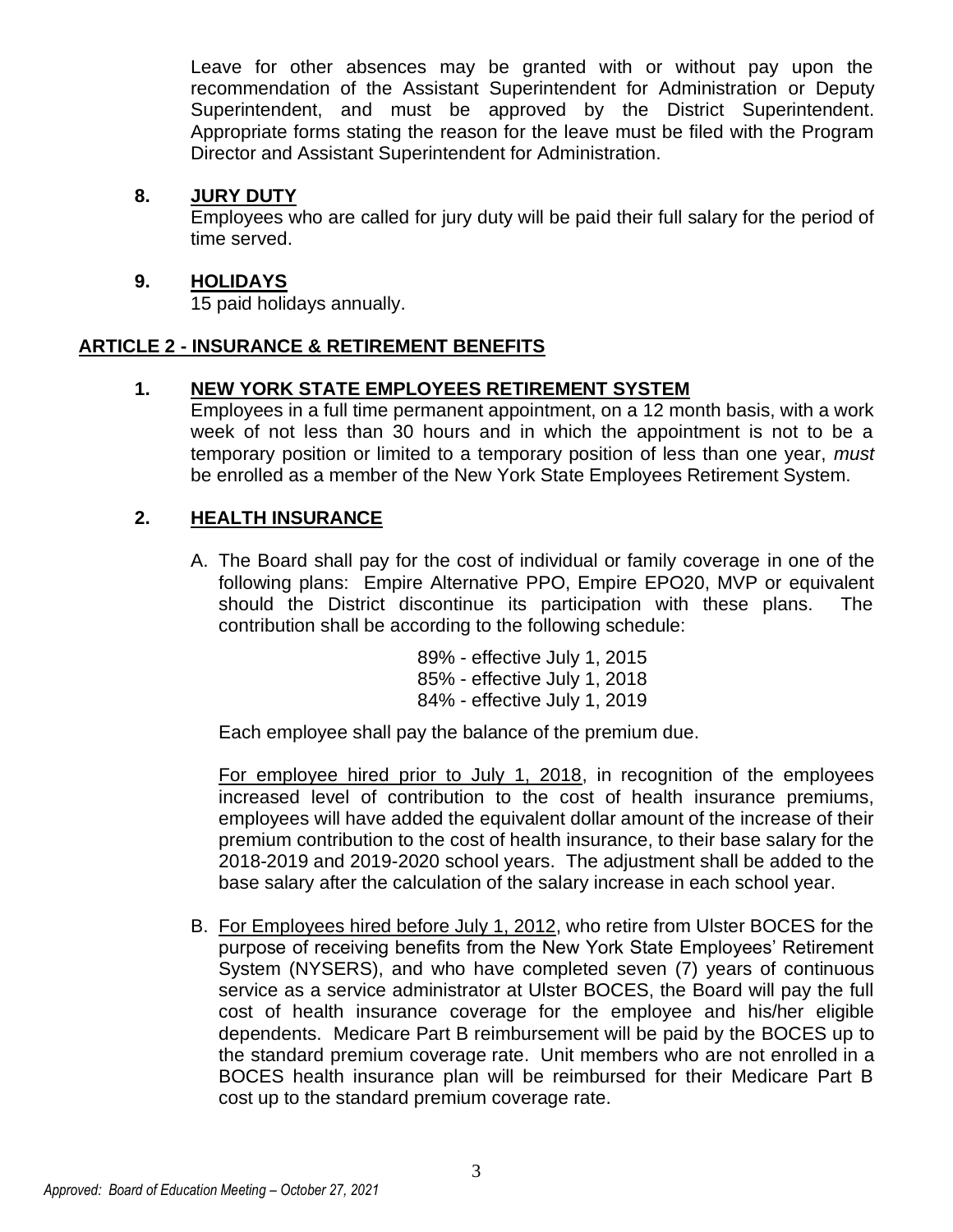Leave for other absences may be granted with or without pay upon the recommendation of the Assistant Superintendent for Administration or Deputy Superintendent, and must be approved by the District Superintendent. Appropriate forms stating the reason for the leave must be filed with the Program Director and Assistant Superintendent for Administration.

**8. JURY DUTY**

Employees who are called for jury duty will be paid their full salary for the period of time served.

**9. HOLIDAYS**

15 paid holidays annually.

## ARTICLE 2 - INSURANCE & RETIREMENT BENEFITS

**1. NEW YORK STATE EMPLOYEES RETIREMENT SYSTEM**

Employees in a full time permanent appointment, on a 12 month basis, with a work week of not less than 30 hours and in which the appointment is not to be a temporary position or limited to a temporary position of less than one year, *must* be enrolled as a member of the New York State Employees Retirement System.

**2. HEALTH INSURANCE**

A. The Board shall pay for the cost of individual or family coverage in one of the following plans: Empire Alternative PPO, Empire EPO20, MVP or equivalent should the District discontinue its participation with these plans. The contribution shall be according to the following schedule:

89% - effective July 1, 2015
85% - effective July 1, 2018
84% - effective July 1, 2019

Each employee shall pay the balance of the premium due.

For employee hired prior to July 1, 2018, in recognition of the employees increased level of contribution to the cost of health insurance premiums, employees will have added the equivalent dollar amount of the increase of their premium contribution to the cost of health insurance, to their base salary for the 2018-2019 and 2019-2020 school years. The adjustment shall be added to the base salary after the calculation of the salary increase in each school year.

B. For Employees hired before July 1, 2012, who retire from Ulster BOCES for the purpose of receiving benefits from the New York State Employees' Retirement System (NYSERS), and who have completed seven (7) years of continuous service as a service administrator at Ulster BOCES, the Board will pay the full cost of health insurance coverage for the employee and his/her eligible dependents. Medicare Part B reimbursement will be paid by the BOCES up to the standard premium coverage rate. Unit members who are not enrolled in a BOCES health insurance plan will be reimbursed for their Medicare Part B cost up to the standard premium coverage rate.

*Approved: Board of Education Meeting – October 27, 2021*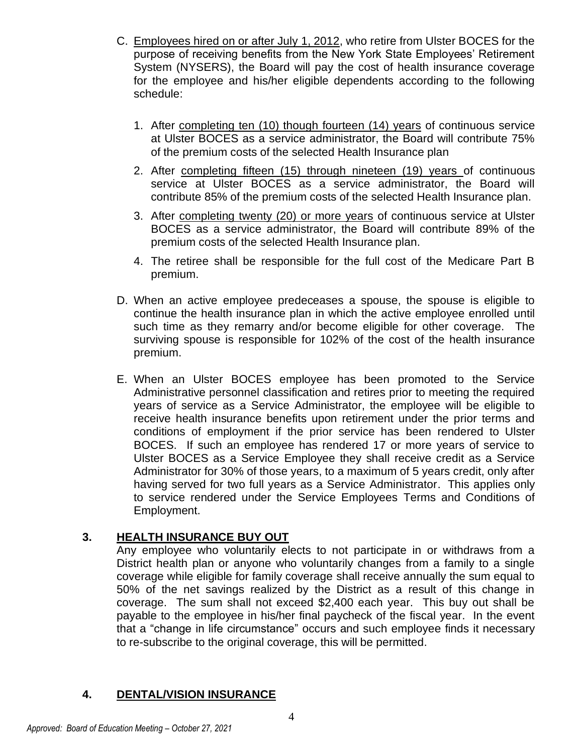C. Employees hired on or after July 1, 2012, who retire from Ulster BOCES for the purpose of receiving benefits from the New York State Employees' Retirement System (NYSERS), the Board will pay the cost of health insurance coverage for the employee and his/her eligible dependents according to the following schedule:

   1. After completing ten (10) though fourteen (14) years of continuous service at Ulster BOCES as a service administrator, the Board will contribute 75% of the premium costs of the selected Health Insurance plan
   2. After completing fifteen (15) through nineteen (19) years of continuous service at Ulster BOCES as a service administrator, the Board will contribute 85% of the premium costs of the selected Health Insurance plan.
   3. After completing twenty (20) or more years of continuous service at Ulster BOCES as a service administrator, the Board will contribute 89% of the premium costs of the selected Health Insurance plan.
   4. The retiree shall be responsible for the full cost of the Medicare Part B premium.

D. When an active employee predeceases a spouse, the spouse is eligible to continue the health insurance plan in which the active employee enrolled until such time as they remarry and/or become eligible for other coverage. The surviving spouse is responsible for 102% of the cost of the health insurance premium.

E. When an Ulster BOCES employee has been promoted to the Service Administrative personnel classification and retires prior to meeting the required years of service as a Service Administrator, the employee will be eligible to receive health insurance benefits upon retirement under the prior terms and conditions of employment if the prior service has been rendered to Ulster BOCES. If such an employee has rendered 17 or more years of service to Ulster BOCES as a Service Employee they shall receive credit as a Service Administrator for 30% of those years, to a maximum of 5 years credit, only after having served for two full years as a Service Administrator. This applies only to service rendered under the Service Employees Terms and Conditions of Employment.

## 3. HEALTH INSURANCE BUY OUT

Any employee who voluntarily elects to not participate in or withdraws from a District health plan or anyone who voluntarily changes from a family to a single coverage while eligible for family coverage shall receive annually the sum equal to 50% of the net savings realized by the District as a result of this change in coverage. The sum shall not exceed $2,400 each year. This buy out shall be payable to the employee in his/her final paycheck of the fiscal year. In the event that a "change in life circumstance" occurs and such employee finds it necessary to re-subscribe to the original coverage, this will be permitted.

## 4. DENTAL/VISION INSURANCE

*Approved: Board of Education Meeting – October 27, 2021*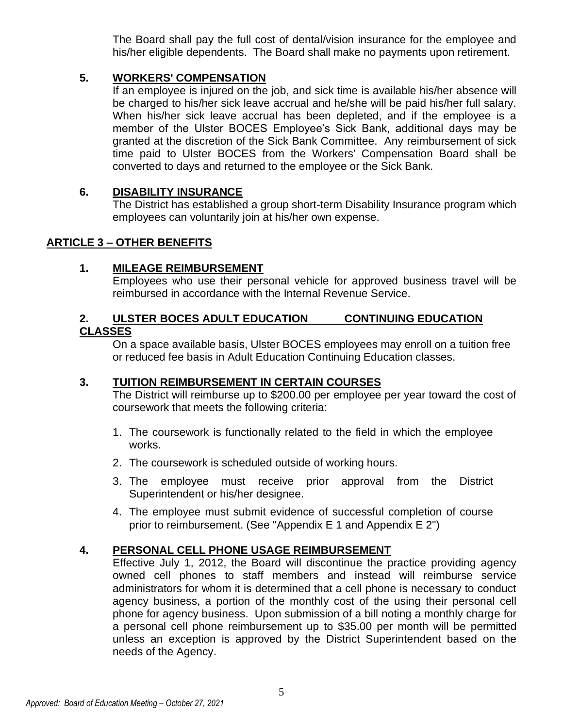The Board shall pay the full cost of dental/vision insurance for the employee and his/her eligible dependents. The Board shall make no payments upon retirement.

### 5. WORKERS' COMPENSATION

If an employee is injured on the job, and sick time is available his/her absence will be charged to his/her sick leave accrual and he/she will be paid his/her full salary. When his/her sick leave accrual has been depleted, and if the employee is a member of the Ulster BOCES Employee's Sick Bank, additional days may be granted at the discretion of the Sick Bank Committee. Any reimbursement of sick time paid to Ulster BOCES from the Workers' Compensation Board shall be converted to days and returned to the employee or the Sick Bank.

### 6. DISABILITY INSURANCE

The District has established a group short-term Disability Insurance program which employees can voluntarily join at his/her own expense.

## ARTICLE 3 – OTHER BENEFITS

### 1. MILEAGE REIMBURSEMENT

Employees who use their personal vehicle for approved business travel will be reimbursed in accordance with the Internal Revenue Service.

### 2. ULSTER BOCES ADULT EDUCATION CONTINUING EDUCATION CLASSES

On a space available basis, Ulster BOCES employees may enroll on a tuition free or reduced fee basis in Adult Education Continuing Education classes.

### 3. TUITION REIMBURSEMENT IN CERTAIN COURSES

The District will reimburse up to $200.00 per employee per year toward the cost of coursework that meets the following criteria:

1. The coursework is functionally related to the field in which the employee works.
2. The coursework is scheduled outside of working hours.
3. The employee must receive prior approval from the District Superintendent or his/her designee.
4. The employee must submit evidence of successful completion of course prior to reimbursement. (See "Appendix E 1 and Appendix E 2")

### 4. PERSONAL CELL PHONE USAGE REIMBURSEMENT

Effective July 1, 2012, the Board will discontinue the practice providing agency owned cell phones to staff members and instead will reimburse service administrators for whom it is determined that a cell phone is necessary to conduct agency business, a portion of the monthly cost of the using their personal cell phone for agency business. Upon submission of a bill noting a monthly charge for a personal cell phone reimbursement up to $35.00 per month will be permitted unless an exception is approved by the District Superintendent based on the needs of the Agency.

*Approved: Board of Education Meeting – October 27, 2021*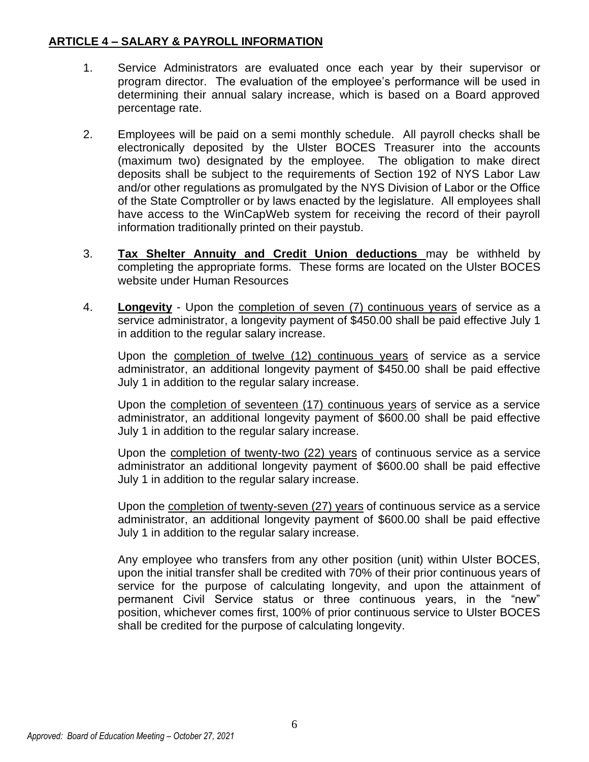## **ARTICLE 4 – SALARY & PAYROLL INFORMATION**

1. Service Administrators are evaluated once each year by their supervisor or program director. The evaluation of the employee's performance will be used in determining their annual salary increase, which is based on a Board approved percentage rate.

2. Employees will be paid on a semi monthly schedule. All payroll checks shall be electronically deposited by the Ulster BOCES Treasurer into the accounts (maximum two) designated by the employee. The obligation to make direct deposits shall be subject to the requirements of Section 192 of NYS Labor Law and/or other regulations as promulgated by the NYS Division of Labor or the Office of the State Comptroller or by laws enacted by the legislature. All employees shall have access to the WinCapWeb system for receiving the record of their payroll information traditionally printed on their paystub.

3. **Tax Shelter Annuity and Credit Union deductions** may be withheld by completing the appropriate forms. These forms are located on the Ulster BOCES website under Human Resources

4. **Longevity** - Upon the completion of seven (7) continuous years of service as a service administrator, a longevity payment of $450.00 shall be paid effective July 1 in addition to the regular salary increase.

   Upon the completion of twelve (12) continuous years of service as a service administrator, an additional longevity payment of $450.00 shall be paid effective July 1 in addition to the regular salary increase.

   Upon the completion of seventeen (17) continuous years of service as a service administrator, an additional longevity payment of $600.00 shall be paid effective July 1 in addition to the regular salary increase.

   Upon the completion of twenty-two (22) years of continuous service as a service administrator an additional longevity payment of $600.00 shall be paid effective July 1 in addition to the regular salary increase.

   Upon the completion of twenty-seven (27) years of continuous service as a service administrator, an additional longevity payment of $600.00 shall be paid effective July 1 in addition to the regular salary increase.

   Any employee who transfers from any other position (unit) within Ulster BOCES, upon the initial transfer shall be credited with 70% of their prior continuous years of service for the purpose of calculating longevity, and upon the attainment of permanent Civil Service status or three continuous years, in the "new" position, whichever comes first, 100% of prior continuous service to Ulster BOCES shall be credited for the purpose of calculating longevity.

*Approved: Board of Education Meeting – October 27, 2021*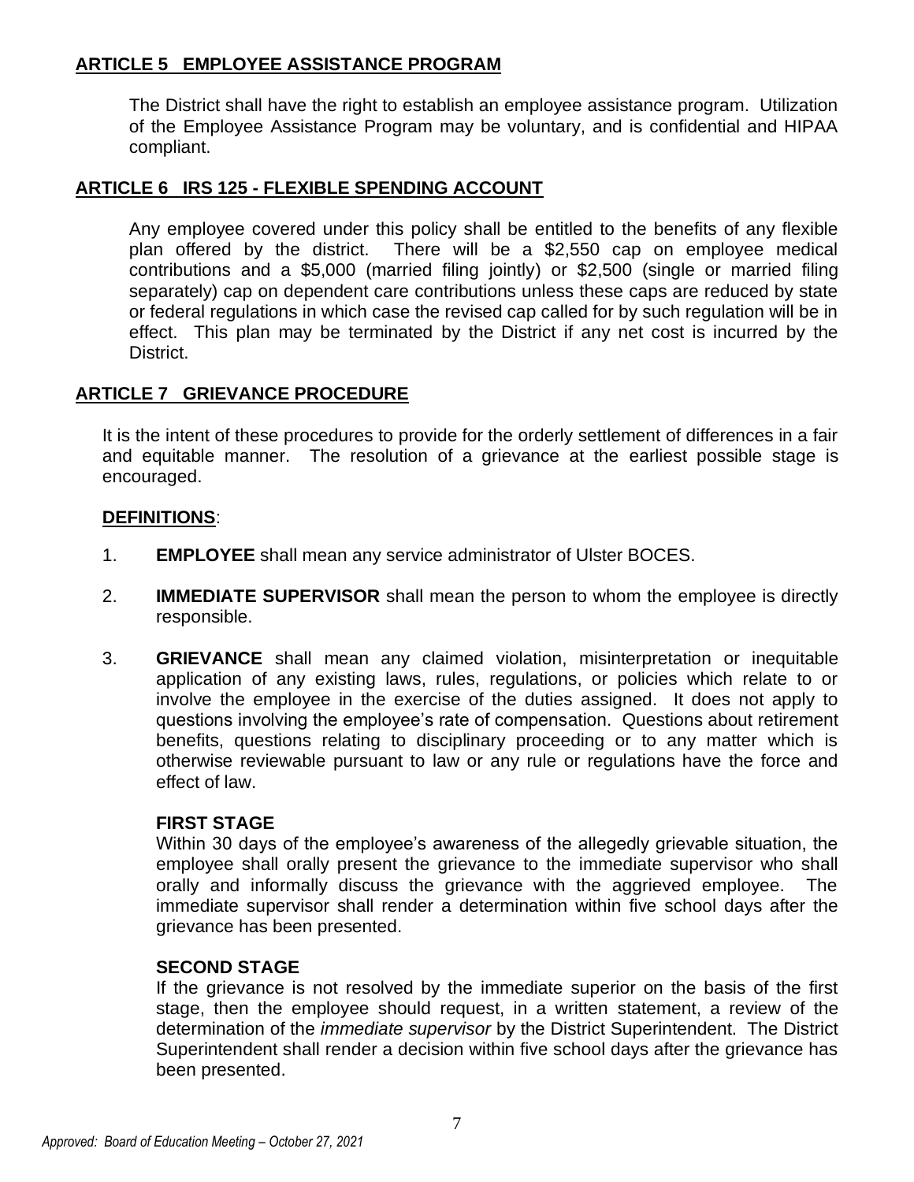## ARTICLE 5   EMPLOYEE ASSISTANCE PROGRAM

The District shall have the right to establish an employee assistance program. Utilization of the Employee Assistance Program may be voluntary, and is confidential and HIPAA compliant.

## ARTICLE 6   IRS 125 - FLEXIBLE SPENDING ACCOUNT

Any employee covered under this policy shall be entitled to the benefits of any flexible plan offered by the district. There will be a $2,550 cap on employee medical contributions and a $5,000 (married filing jointly) or $2,500 (single or married filing separately) cap on dependent care contributions unless these caps are reduced by state or federal regulations in which case the revised cap called for by such regulation will be in effect. This plan may be terminated by the District if any net cost is incurred by the District.

## ARTICLE 7   GRIEVANCE PROCEDURE

It is the intent of these procedures to provide for the orderly settlement of differences in a fair and equitable manner. The resolution of a grievance at the earliest possible stage is encouraged.

**DEFINITIONS**:

1. **EMPLOYEE** shall mean any service administrator of Ulster BOCES.

2. **IMMEDIATE SUPERVISOR** shall mean the person to whom the employee is directly responsible.

3. **GRIEVANCE** shall mean any claimed violation, misinterpretation or inequitable application of any existing laws, rules, regulations, or policies which relate to or involve the employee in the exercise of the duties assigned. It does not apply to questions involving the employee's rate of compensation. Questions about retirement benefits, questions relating to disciplinary proceeding or to any matter which is otherwise reviewable pursuant to law or any rule or regulations have the force and effect of law.

**FIRST STAGE**
Within 30 days of the employee's awareness of the allegedly grievable situation, the employee shall orally present the grievance to the immediate supervisor who shall orally and informally discuss the grievance with the aggrieved employee. The immediate supervisor shall render a determination within five school days after the grievance has been presented.

**SECOND STAGE**
If the grievance is not resolved by the immediate superior on the basis of the first stage, then the employee should request, in a written statement, a review of the determination of the *immediate supervisor* by the District Superintendent. The District Superintendent shall render a decision within five school days after the grievance has been presented.

*Approved: Board of Education Meeting – October 27, 2021*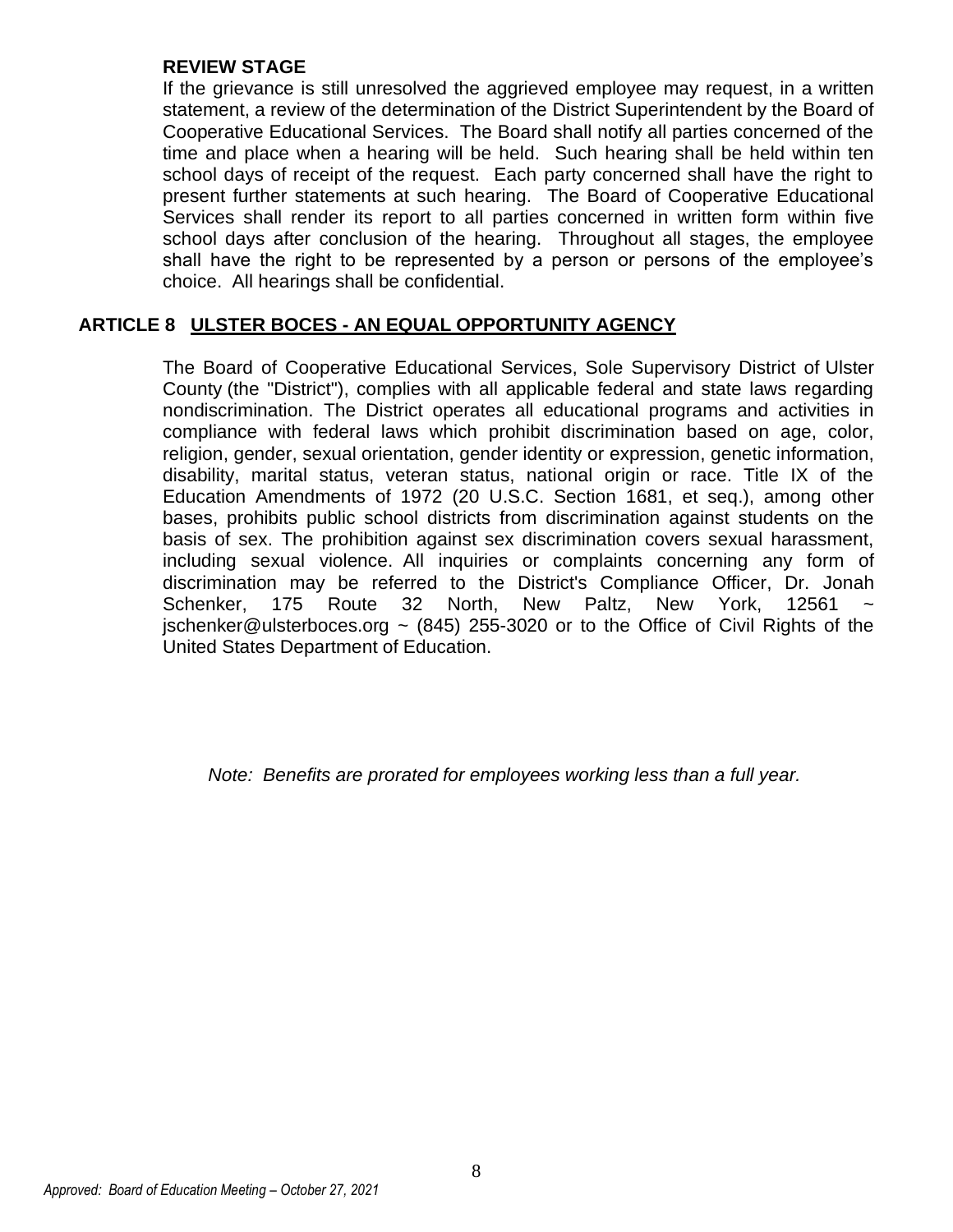**REVIEW STAGE**

If the grievance is still unresolved the aggrieved employee may request, in a written statement, a review of the determination of the District Superintendent by the Board of Cooperative Educational Services. The Board shall notify all parties concerned of the time and place when a hearing will be held. Such hearing shall be held within ten school days of receipt of the request. Each party concerned shall have the right to present further statements at such hearing. The Board of Cooperative Educational Services shall render its report to all parties concerned in written form within five school days after conclusion of the hearing. Throughout all stages, the employee shall have the right to be represented by a person or persons of the employee's choice. All hearings shall be confidential.

## ARTICLE 8 ULSTER BOCES - AN EQUAL OPPORTUNITY AGENCY

The Board of Cooperative Educational Services, Sole Supervisory District of Ulster County (the "District"), complies with all applicable federal and state laws regarding nondiscrimination. The District operates all educational programs and activities in compliance with federal laws which prohibit discrimination based on age, color, religion, gender, sexual orientation, gender identity or expression, genetic information, disability, marital status, veteran status, national origin or race. Title IX of the Education Amendments of 1972 (20 U.S.C. Section 1681, et seq.), among other bases, prohibits public school districts from discrimination against students on the basis of sex. The prohibition against sex discrimination covers sexual harassment, including sexual violence. All inquiries or complaints concerning any form of discrimination may be referred to the District's Compliance Officer, Dr. Jonah Schenker, 175 Route 32 North, New Paltz, New York, 12561 ~ jschenker@ulsterboces.org ~ (845) 255-3020 or to the Office of Civil Rights of the United States Department of Education.

*Note: Benefits are prorated for employees working less than a full year.*

*Approved: Board of Education Meeting – October 27, 2021*